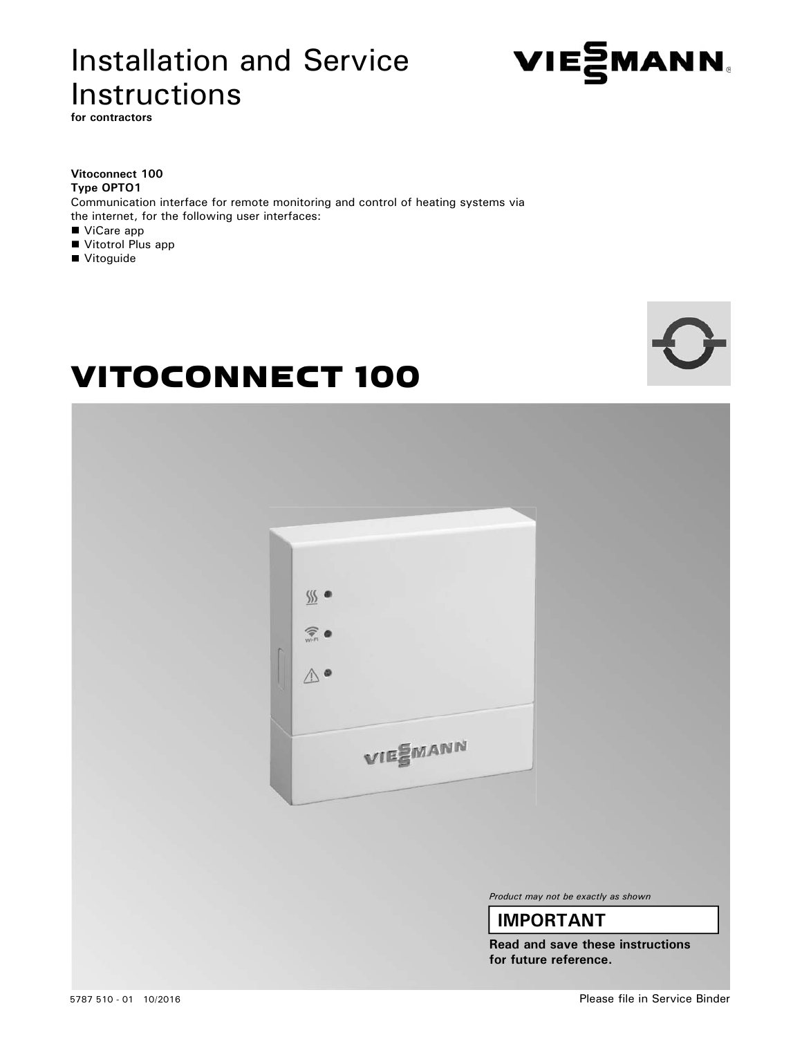# Installation and Service Instructions

**for contractors**

**Vitoconnect 100**
**Type OPTO1**
Communication interface for remote monitoring and control of heating systems via the internet, for the following user interfaces:

- ViCare app
- Vitotrol Plus app
- Vitoguide

# VITOCONNECT 100

*Product may not be exactly as shown*

**IMPORTANT**

**Read and save these instructions for future reference.**

5787 510 - 01 10/2016

Please file in Service Binder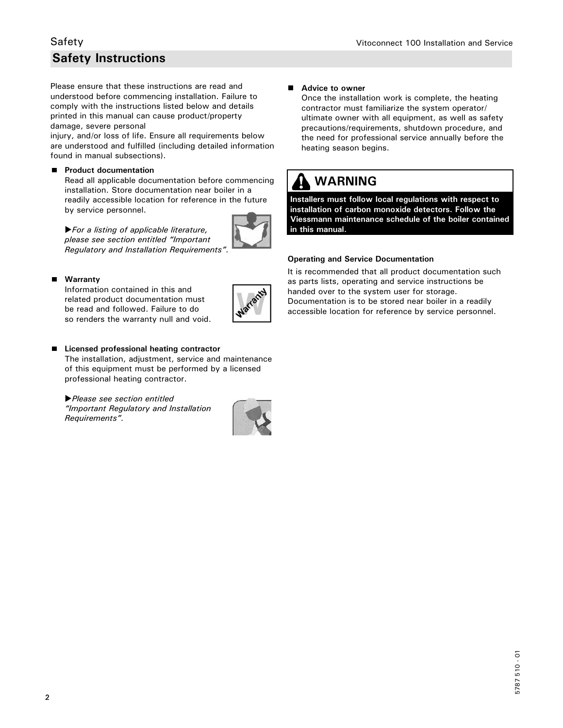# Safety Instructions

Please ensure that these instructions are read and understood before commencing installation. Failure to comply with the instructions listed below and details printed in this manual can cause product/property damage, severe personal injury, and/or loss of life. Ensure all requirements below are understood and fulfilled (including detailed information found in manual subsections).

- **Product documentation**
  Read all applicable documentation before commencing installation. Store documentation near boiler in a readily accessible location for reference in the future by service personnel.

  ►*For a listing of applicable literature, please see section entitled "Important Regulatory and Installation Requirements".*

- **Warranty**
  Information contained in this and related product documentation must be read and followed. Failure to do so renders the warranty null and void.

- **Licensed professional heating contractor**
  The installation, adjustment, service and maintenance of this equipment must be performed by a licensed professional heating contractor.

  ►*Please see section entitled "Important Regulatory and Installation Requirements".*

- **Advice to owner**
  Once the installation work is complete, the heating contractor must familiarize the system operator/ ultimate owner with all equipment, as well as safety precautions/requirements, shutdown procedure, and the need for professional service annually before the heating season begins.

## WARNING

**Installers must follow local regulations with respect to installation of carbon monoxide detectors. Follow the Viessmann maintenance schedule of the boiler contained in this manual.**

**Operating and Service Documentation**

It is recommended that all product documentation such as parts lists, operating and service instructions be handed over to the system user for storage. Documentation is to be stored near boiler in a readily accessible location for reference by service personnel.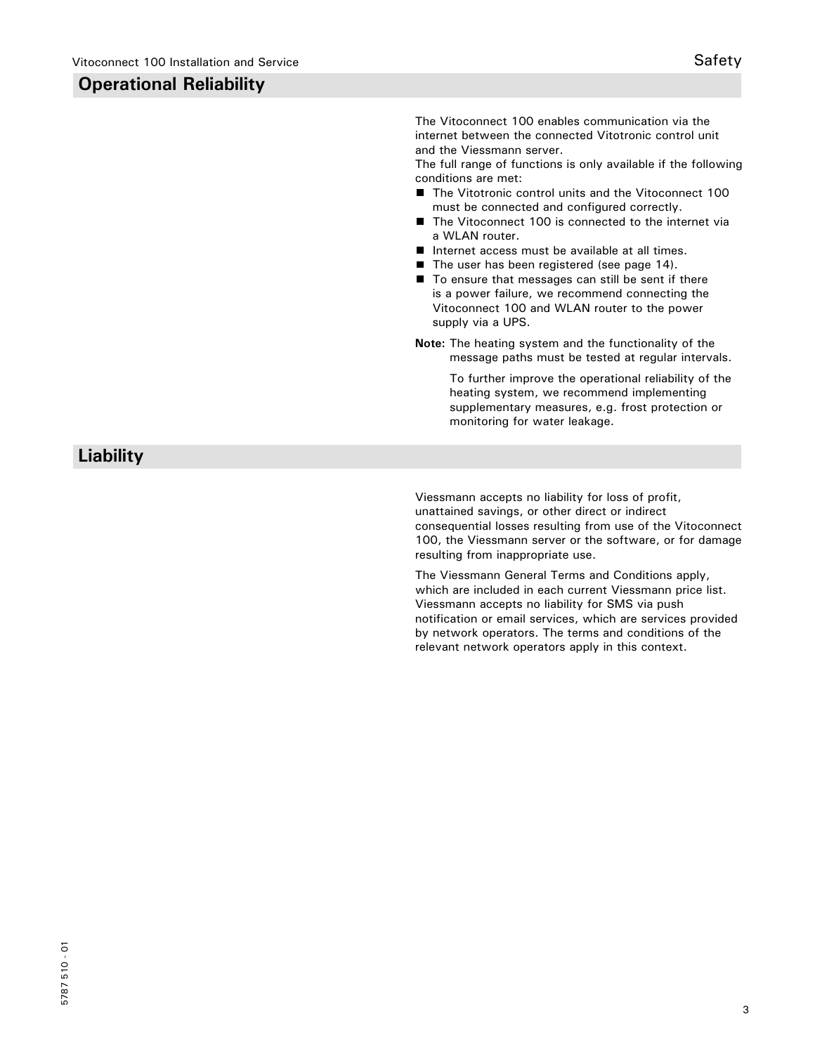## Operational Reliability

The Vitoconnect 100 enables communication via the internet between the connected Vitotronic control unit and the Viessmann server.
The full range of functions is only available if the following conditions are met:

- The Vitotronic control units and the Vitoconnect 100 must be connected and configured correctly.
- The Vitoconnect 100 is connected to the internet via a WLAN router.
- Internet access must be available at all times.
- The user has been registered (see page 14).
- To ensure that messages can still be sent if there is a power failure, we recommend connecting the Vitoconnect 100 and WLAN router to the power supply via a UPS.

**Note:** The heating system and the functionality of the message paths must be tested at regular intervals.

To further improve the operational reliability of the heating system, we recommend implementing supplementary measures, e.g. frost protection or monitoring for water leakage.

## Liability

Viessmann accepts no liability for loss of profit, unattained savings, or other direct or indirect consequential losses resulting from use of the Vitoconnect 100, the Viessmann server or the software, or for damage resulting from inappropriate use.

The Viessmann General Terms and Conditions apply, which are included in each current Viessmann price list. Viessmann accepts no liability for SMS via push notification or email services, which are services provided by network operators. The terms and conditions of the relevant network operators apply in this context.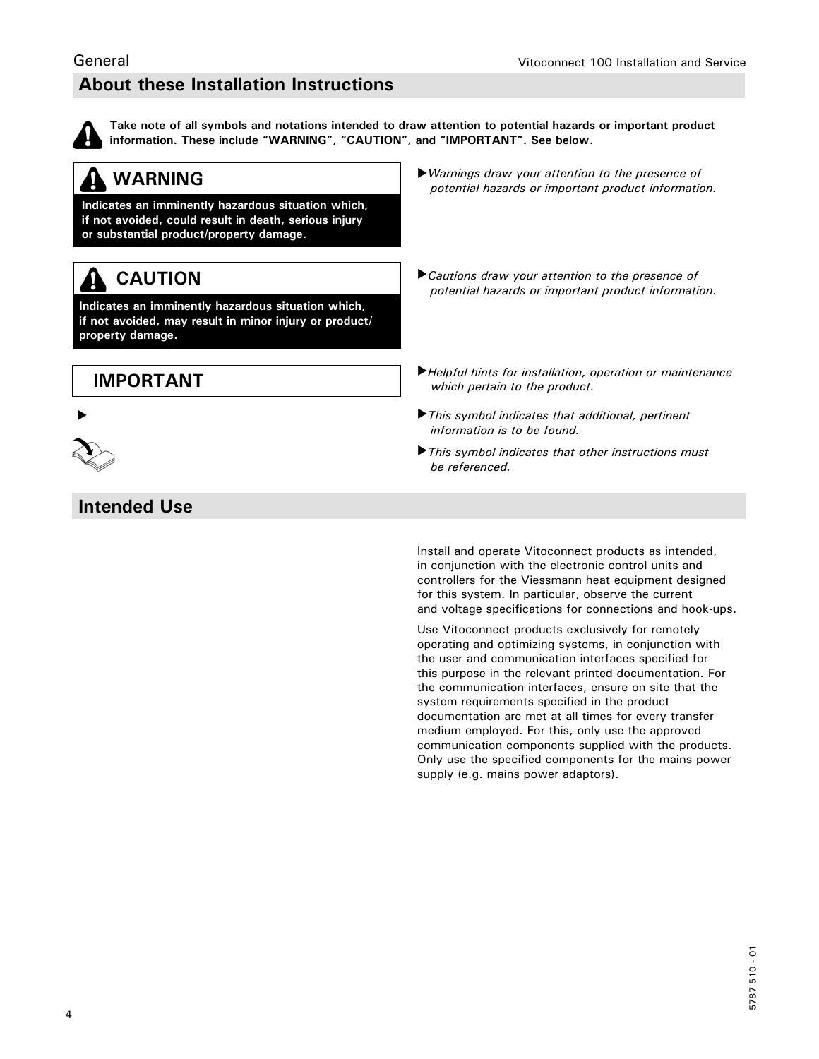## About these Installation Instructions

**Take note of all symbols and notations intended to draw attention to potential hazards or important product information. These include "WARNING", "CAUTION", and "IMPORTANT". See below.**

### WARNING

**Indicates an imminently hazardous situation which, if not avoided, could result in death, serious injury or substantial product/property damage.**

▶ *Warnings draw your attention to the presence of potential hazards or important product information.*

### CAUTION

**Indicates an imminently hazardous situation which, if not avoided, may result in minor injury or product/property damage.**

▶ *Cautions draw your attention to the presence of potential hazards or important product information.*

### IMPORTANT

▶ *Helpful hints for installation, operation or maintenance which pertain to the product.*

▶ *This symbol indicates that additional, pertinent information is to be found.*

▶ *This symbol indicates that other instructions must be referenced.*

## Intended Use

Install and operate Vitoconnect products as intended, in conjunction with the electronic control units and controllers for the Viessmann heat equipment designed for this system. In particular, observe the current and voltage specifications for connections and hook-ups.

Use Vitoconnect products exclusively for remotely operating and optimizing systems, in conjunction with the user and communication interfaces specified for this purpose in the relevant printed documentation. For the communication interfaces, ensure on site that the system requirements specified in the product documentation are met at all times for every transfer medium employed. For this, only use the approved communication components supplied with the products. Only use the specified components for the mains power supply (e.g. mains power adaptors).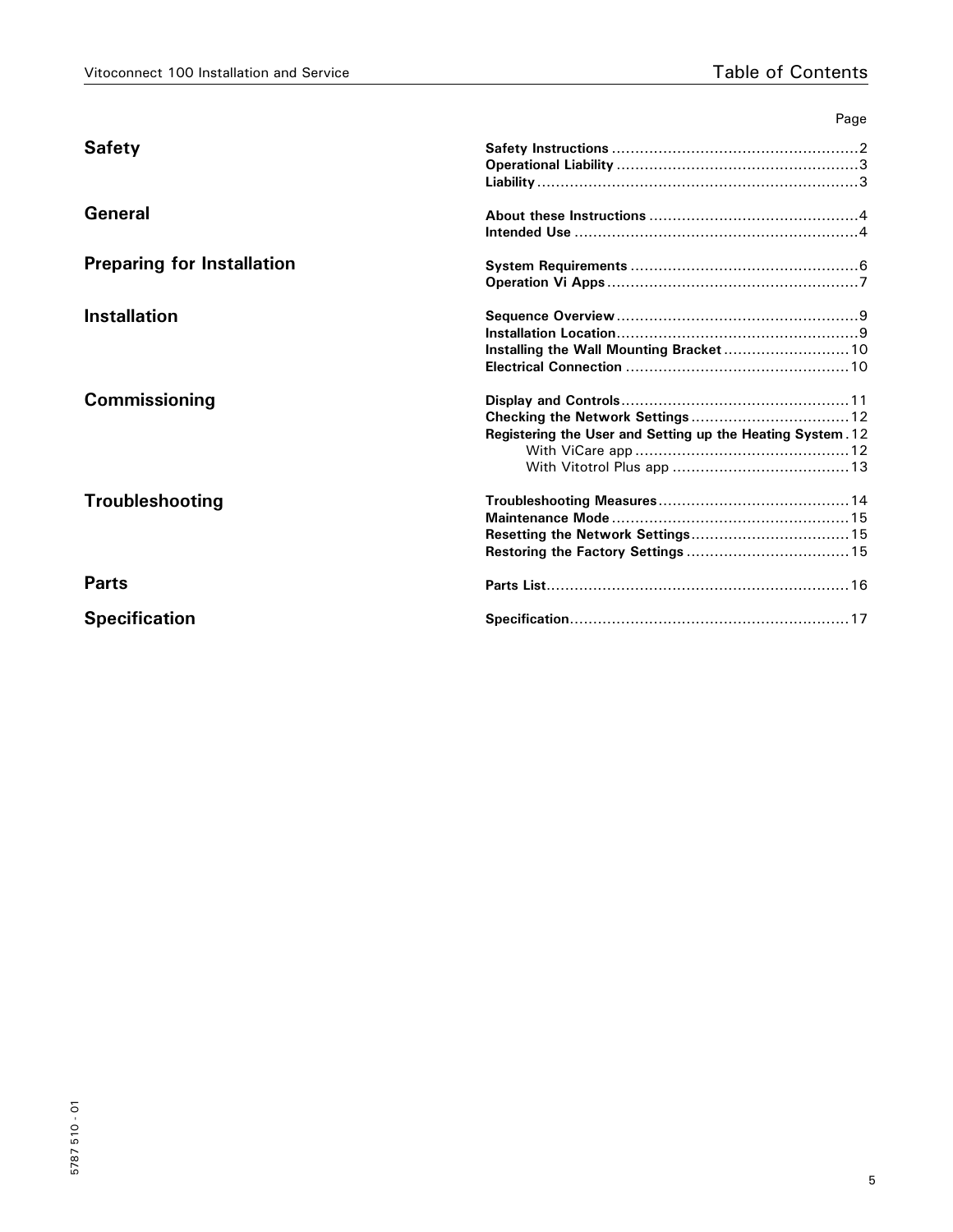# Table of Contents

| | | Page |
|---|---|---|
| **Safety** | **Safety Instructions** | 2 |
| | **Operational Liability** | 3 |
| | **Liability** | 3 |
| **General** | **About these Instructions** | 4 |
| | **Intended Use** | 4 |
| **Preparing for Installation** | **System Requirements** | 6 |
| | **Operation Vi Apps** | 7 |
| **Installation** | **Sequence Overview** | 9 |
| | **Installation Location** | 9 |
| | **Installing the Wall Mounting Bracket** | 10 |
| | **Electrical Connection** | 10 |
| **Commissioning** | **Display and Controls** | 11 |
| | **Checking the Network Settings** | 12 |
| | **Registering the User and Setting up the Heating System** | 12 |
| | With ViCare app | 12 |
| | With Vitotrol Plus app | 13 |
| **Troubleshooting** | **Troubleshooting Measures** | 14 |
| | **Maintenance Mode** | 15 |
| | **Resetting the Network Settings** | 15 |
| | **Restoring the Factory Settings** | 15 |
| **Parts** | **Parts List** | 16 |
| **Specification** | **Specification** | 17 |

5787 510 - 01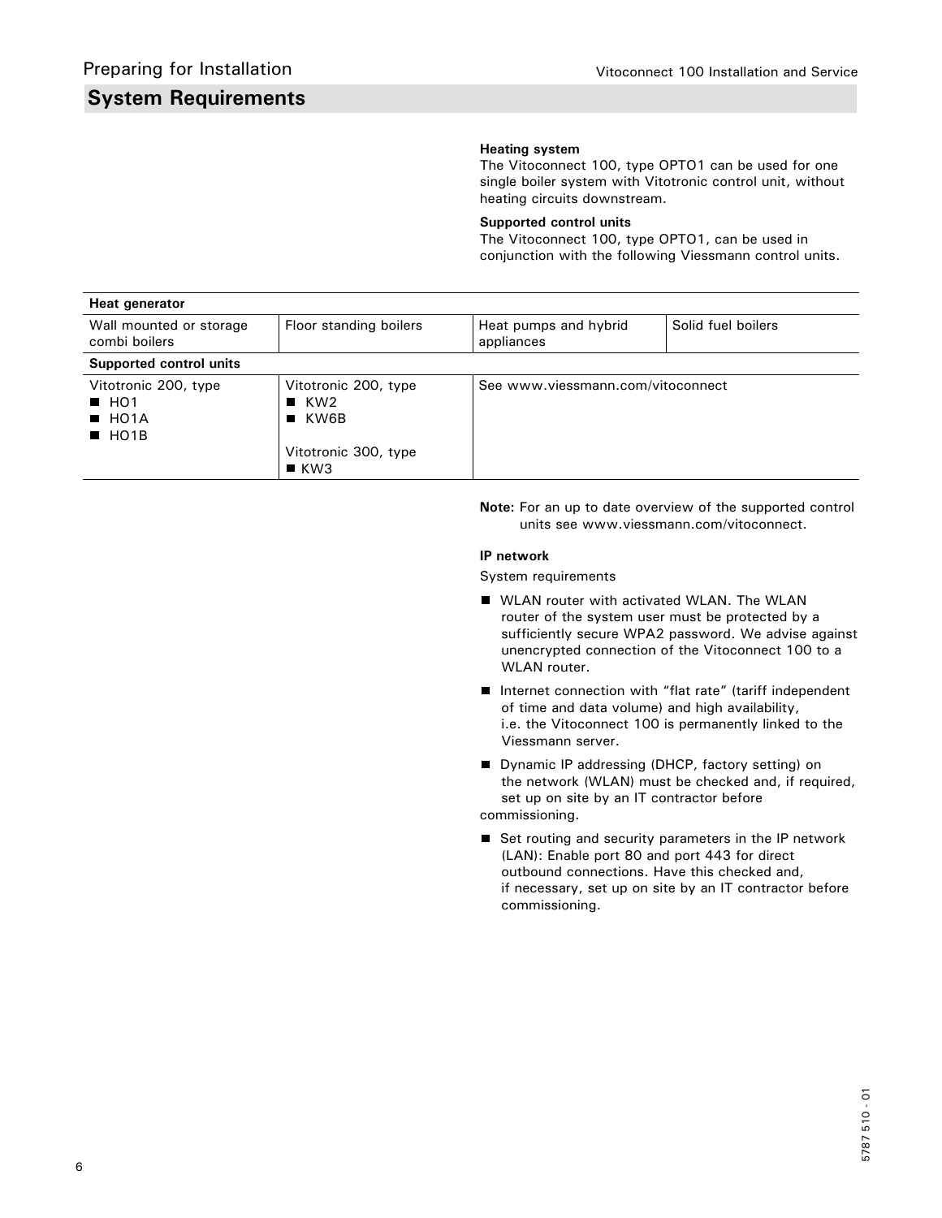## System Requirements

**Heating system**

The Vitoconnect 100, type OPTO1 can be used for one single boiler system with Vitotronic control unit, without heating circuits downstream.

**Supported control units**

The Vitoconnect 100, type OPTO1, can be used in conjunction with the following Viessmann control units.

| **Heat generator** | | | |
|---|---|---|---|
| Wall mounted or storage combi boilers | Floor standing boilers | Heat pumps and hybrid appliances | Solid fuel boilers |
| **Supported control units** | | | |
| Vitotronic 200, type<br>■ HO1<br>■ HO1A<br>■ HO1B | Vitotronic 200, type<br>■ KW2<br>■ KW6B<br><br>Vitotronic 300, type<br>■ KW3 | See www.viessmann.com/vitoconnect | |

**Note:** For an up to date overview of the supported control units see www.viessmann.com/vitoconnect.

**IP network**

System requirements

- WLAN router with activated WLAN. The WLAN router of the system user must be protected by a sufficiently secure WPA2 password. We advise against unencrypted connection of the Vitoconnect 100 to a WLAN router.
- Internet connection with “flat rate” (tariff independent of time and data volume) and high availability, i.e. the Vitoconnect 100 is permanently linked to the Viessmann server.
- Dynamic IP addressing (DHCP, factory setting) on the network (WLAN) must be checked and, if required, set up on site by an IT contractor before commissioning.
- Set routing and security parameters in the IP network (LAN): Enable port 80 and port 443 for direct outbound connections. Have this checked and, if necessary, set up on site by an IT contractor before commissioning.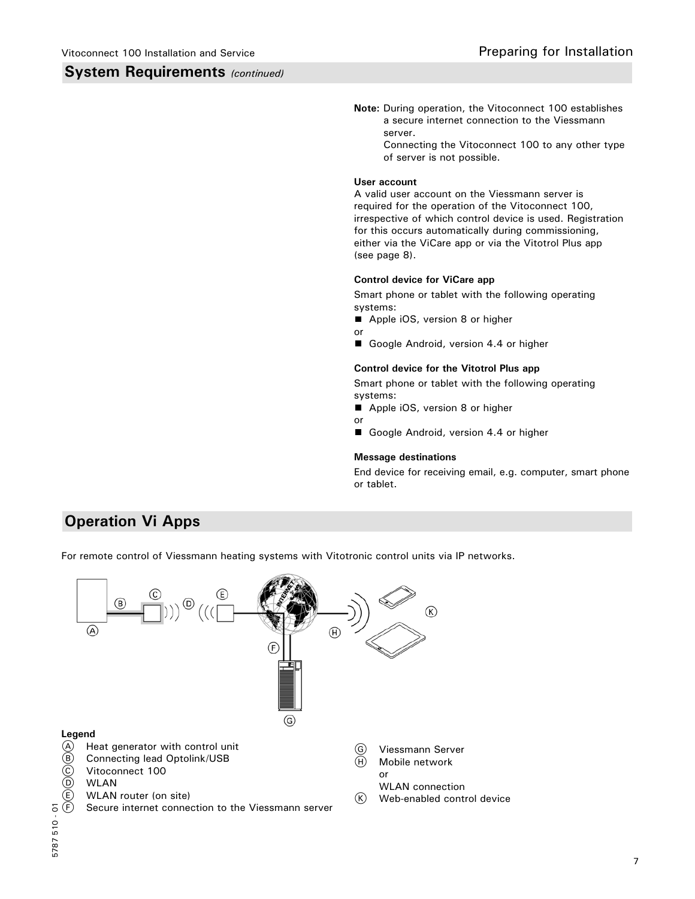## System Requirements *(continued)*

**Note:** During operation, the Vitoconnect 100 establishes a secure internet connection to the Viessmann server.
Connecting the Vitoconnect 100 to any other type of server is not possible.

**User account**

A valid user account on the Viessmann server is required for the operation of the Vitoconnect 100, irrespective of which control device is used. Registration for this occurs automatically during commissioning, either via the ViCare app or via the Vitotrol Plus app (see page 8).

**Control device for ViCare app**

Smart phone or tablet with the following operating systems:

- Apple iOS, version 8 or higher

or

- Google Android, version 4.4 or higher

**Control device for the Vitotrol Plus app**

Smart phone or tablet with the following operating systems:

- Apple iOS, version 8 or higher

or

- Google Android, version 4.4 or higher

**Message destinations**

End device for receiving email, e.g. computer, smart phone or tablet.

## Operation Vi Apps

For remote control of Viessmann heating systems with Vitotronic control units via IP networks.

**Legend**

- Ⓐ Heat generator with control unit
- Ⓑ Connecting lead Optolink/USB
- Ⓒ Vitoconnect 100
- Ⓓ WLAN
- Ⓔ WLAN router (on site)
- Ⓕ Secure internet connection to the Viessmann server
- Ⓖ Viessmann Server
- Ⓗ Mobile network
  or
  WLAN connection
- Ⓚ Web-enabled control device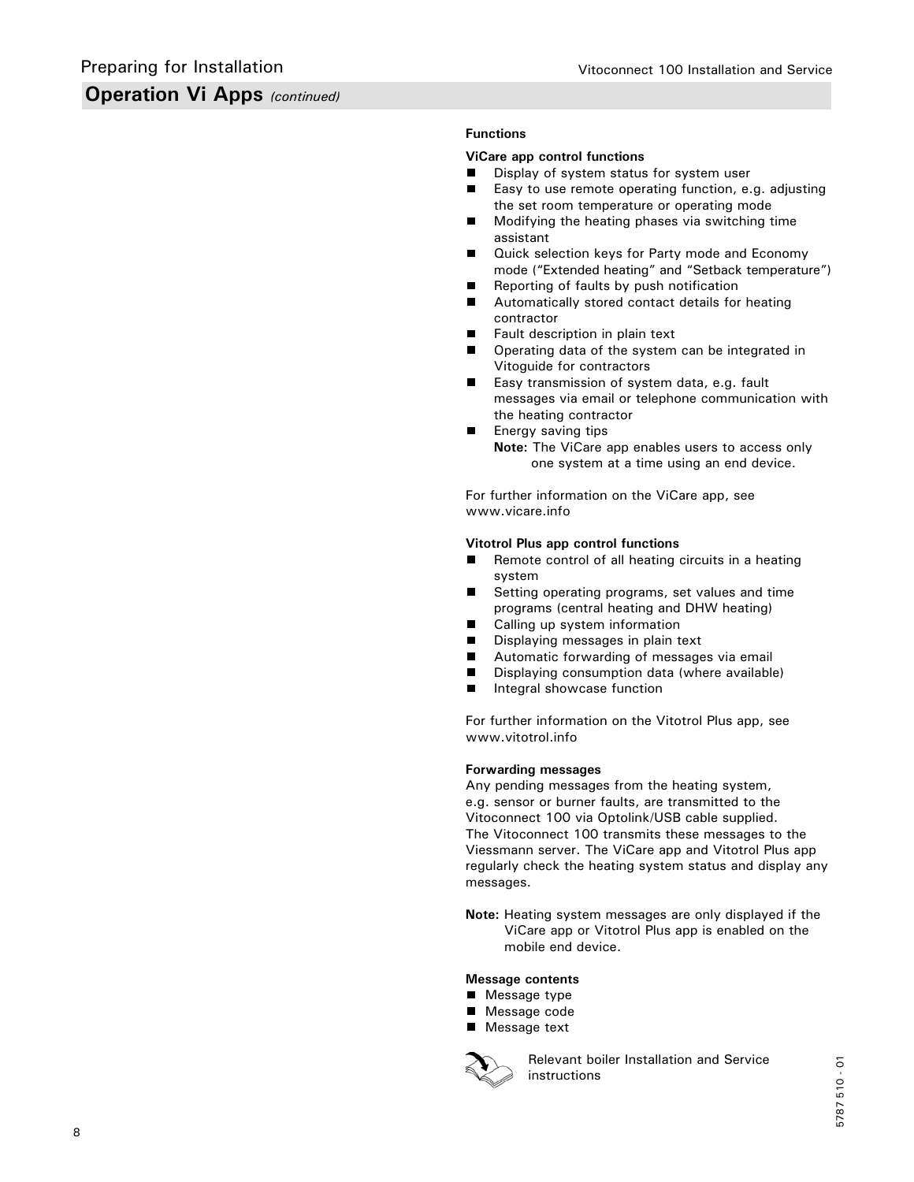## Operation Vi Apps *(continued)*

**Functions**

**ViCare app control functions**

- Display of system status for system user
- Easy to use remote operating function, e.g. adjusting the set room temperature or operating mode
- Modifying the heating phases via switching time assistant
- Quick selection keys for Party mode and Economy mode ("Extended heating" and "Setback temperature")
- Reporting of faults by push notification
- Automatically stored contact details for heating contractor
- Fault description in plain text
- Operating data of the system can be integrated in Vitoguide for contractors
- Easy transmission of system data, e.g. fault messages via email or telephone communication with the heating contractor
- Energy saving tips

  **Note:** The ViCare app enables users to access only one system at a time using an end device.

For further information on the ViCare app, see www.vicare.info

**Vitotrol Plus app control functions**

- Remote control of all heating circuits in a heating system
- Setting operating programs, set values and time programs (central heating and DHW heating)
- Calling up system information
- Displaying messages in plain text
- Automatic forwarding of messages via email
- Displaying consumption data (where available)
- Integral showcase function

For further information on the Vitotrol Plus app, see www.vitotrol.info

**Forwarding messages**

Any pending messages from the heating system, e.g. sensor or burner faults, are transmitted to the Vitoconnect 100 via Optolink/USB cable supplied.
The Vitoconnect 100 transmits these messages to the Viessmann server. The ViCare app and Vitotrol Plus app regularly check the heating system status and display any messages.

**Note:** Heating system messages are only displayed if the ViCare app or Vitotrol Plus app is enabled on the mobile end device.

**Message contents**

- Message type
- Message code
- Message text

Relevant boiler Installation and Service instructions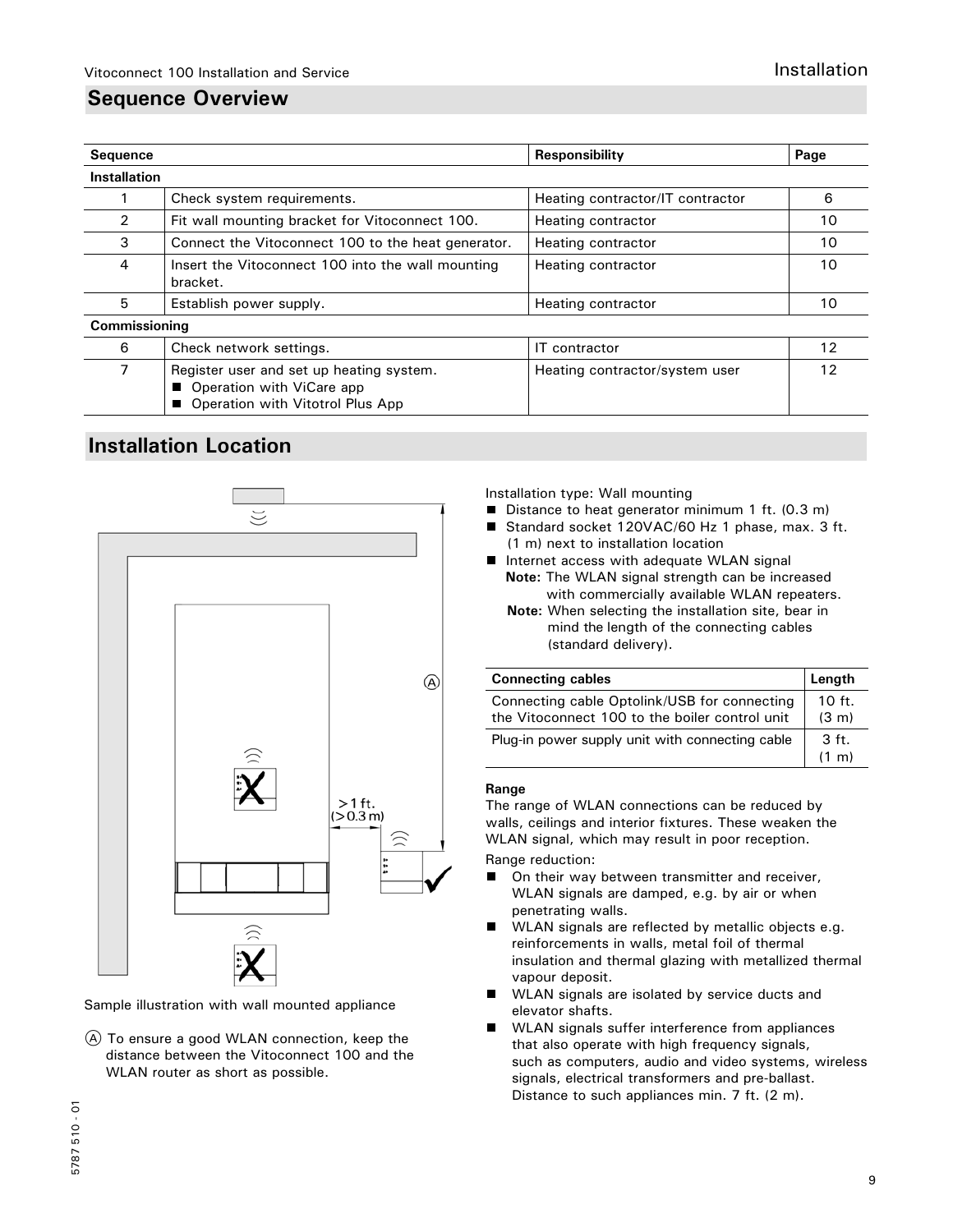## Sequence Overview

| Sequence | | Responsibility | Page |
|---|---|---|---|
| **Installation** | | | |
| 1 | Check system requirements. | Heating contractor/IT contractor | 6 |
| 2 | Fit wall mounting bracket for Vitoconnect 100. | Heating contractor | 10 |
| 3 | Connect the Vitoconnect 100 to the heat generator. | Heating contractor | 10 |
| 4 | Insert the Vitoconnect 100 into the wall mounting bracket. | Heating contractor | 10 |
| 5 | Establish power supply. | Heating contractor | 10 |
| **Commissioning** | | | |
| 6 | Check network settings. | IT contractor | 12 |
| 7 | Register user and set up heating system.<br>■ Operation with ViCare app<br>■ Operation with Vitotrol Plus App | Heating contractor/system user | 12 |

## Installation Location

>1 ft. (>0.3 m)

Sample illustration with wall mounted appliance

Ⓐ To ensure a good WLAN connection, keep the distance between the Vitoconnect 100 and the WLAN router as short as possible.

Installation type: Wall mounting

- Distance to heat generator minimum 1 ft. (0.3 m)
- Standard socket 120VAC/60 Hz 1 phase, max. 3 ft. (1 m) next to installation location
- Internet access with adequate WLAN signal

  **Note:** The WLAN signal strength can be increased with commercially available WLAN repeaters.

  **Note:** When selecting the installation site, bear in mind the length of the connecting cables (standard delivery).

| Connecting cables | Length |
|---|---|
| Connecting cable Optolink/USB for connecting the Vitoconnect 100 to the boiler control unit | 10 ft. (3 m) |
| Plug-in power supply unit with connecting cable | 3 ft. (1 m) |

**Range**

The range of WLAN connections can be reduced by walls, ceilings and interior fixtures. These weaken the WLAN signal, which may result in poor reception.

Range reduction:

- On their way between transmitter and receiver, WLAN signals are damped, e.g. by air or when penetrating walls.
- WLAN signals are reflected by metallic objects e.g. reinforcements in walls, metal foil of thermal insulation and thermal glazing with metallized thermal vapour deposit.
- WLAN signals are isolated by service ducts and elevator shafts.
- WLAN signals suffer interference from appliances that also operate with high frequency signals, such as computers, audio and video systems, wireless signals, electrical transformers and pre-ballast. Distance to such appliances min. 7 ft. (2 m).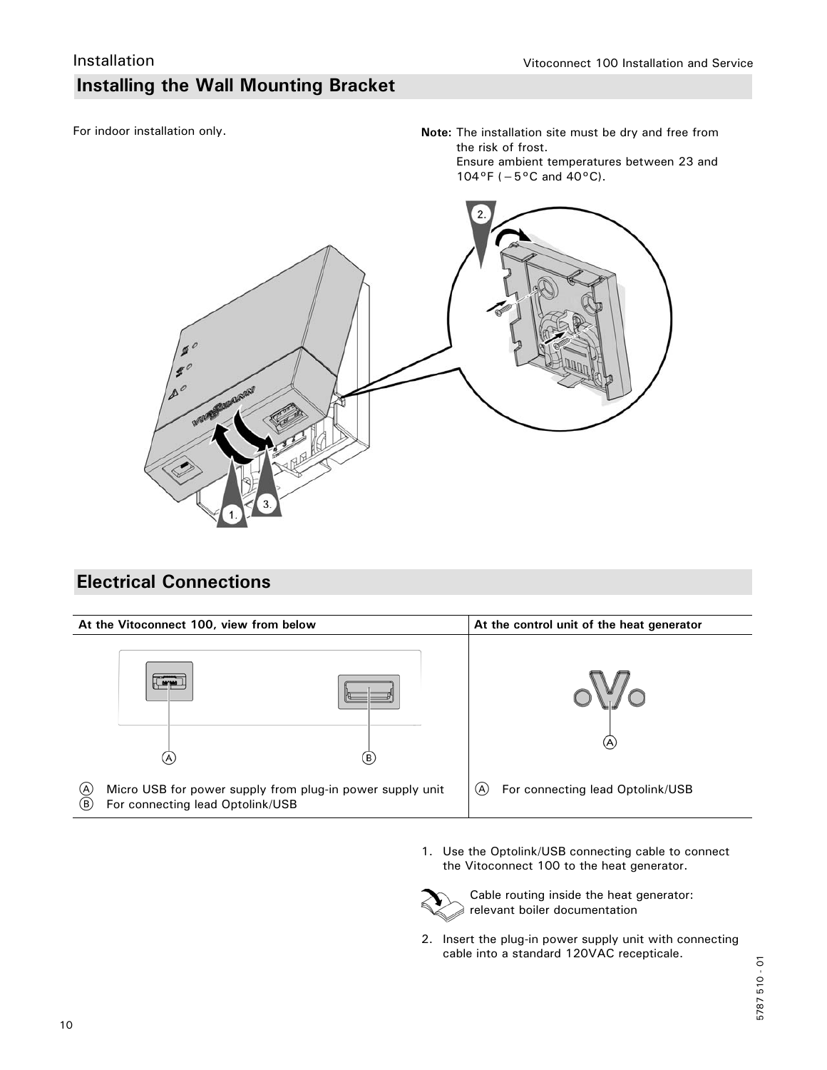## Installing the Wall Mounting Bracket

For indoor installation only.

**Note:** The installation site must be dry and free from the risk of frost.
Ensure ambient temperatures between 23 and 104°F (−5°C and 40°C).

## Electrical Connections

| At the Vitoconnect 100, view from below | At the control unit of the heat generator |
|---|---|
| Ⓐ Micro USB for power supply from plug-in power supply unit<br>Ⓑ For connecting lead Optolink/USB | Ⓐ For connecting lead Optolink/USB |

1. Use the Optolink/USB connecting cable to connect the Vitoconnect 100 to the heat generator.

   Cable routing inside the heat generator: relevant boiler documentation

2. Insert the plug-in power supply unit with connecting cable into a standard 120VAC recepticale.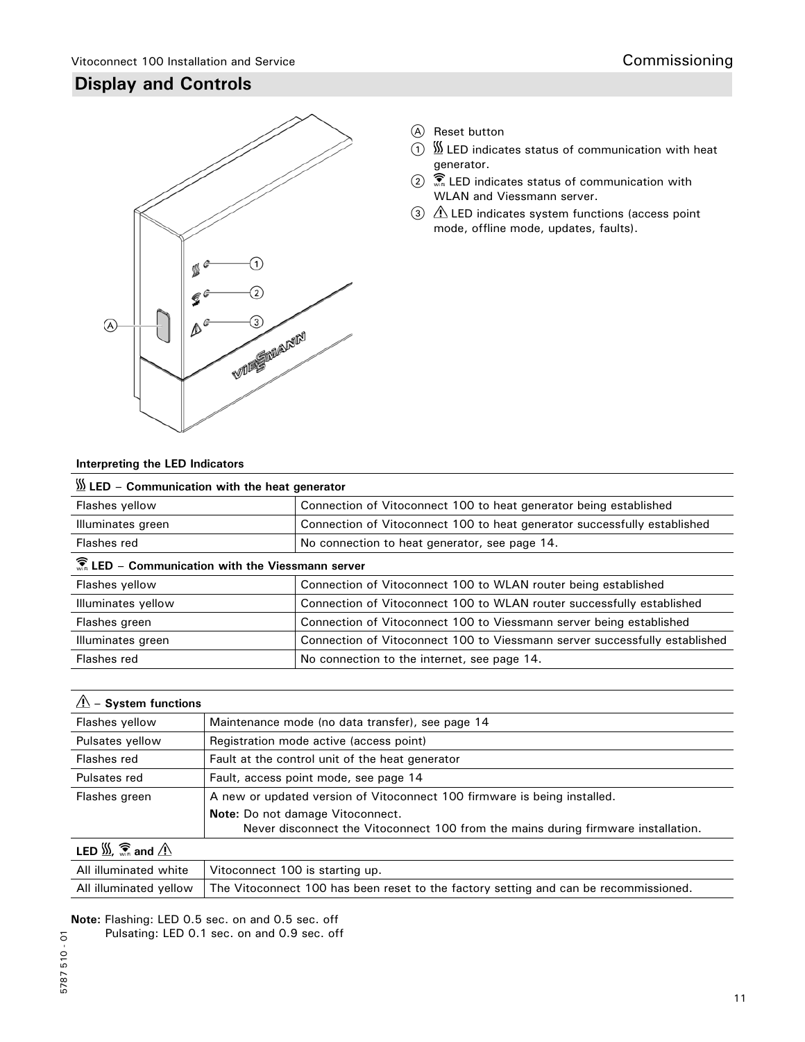## Display and Controls

Ⓐ Reset button

① LED indicates status of communication with heat generator.

② LED indicates status of communication with WLAN and Viessmann server.

③ ⚠ LED indicates system functions (access point mode, offline mode, updates, faults).

**Interpreting the LED Indicators**

| **LED – Communication with the heat generator** | |
|---|---|
| Flashes yellow | Connection of Vitoconnect 100 to heat generator being established |
| Illuminates green | Connection of Vitoconnect 100 to heat generator successfully established |
| Flashes red | No connection to heat generator, see page 14. |
| **LED – Communication with the Viessmann server** | |
| Flashes yellow | Connection of Vitoconnect 100 to WLAN router being established |
| Illuminates yellow | Connection of Vitoconnect 100 to WLAN router successfully established |
| Flashes green | Connection of Vitoconnect 100 to Viessmann server being established |
| Illuminates green | Connection of Vitoconnect 100 to Viessmann server successfully established |
| Flashes red | No connection to the internet, see page 14. |

| **⚠ – System functions** | |
|---|---|
| Flashes yellow | Maintenance mode (no data transfer), see page 14 |
| Pulsates yellow | Registration mode active (access point) |
| Flashes red | Fault at the control unit of the heat generator |
| Pulsates red | Fault, access point mode, see page 14 |
| Flashes green | A new or updated version of Vitoconnect 100 firmware is being installed. **Note:** Do not damage Vitoconnect. Never disconnect the Vitoconnect 100 from the mains during firmware installation. |
| **LED , and ⚠** | |
| All illuminated white | Vitoconnect 100 is starting up. |
| All illuminated yellow | The Vitoconnect 100 has been reset to the factory setting and can be recommissioned. |

**Note:** Flashing: LED 0.5 sec. on and 0.5 sec. off
Pulsating: LED 0.1 sec. on and 0.9 sec. off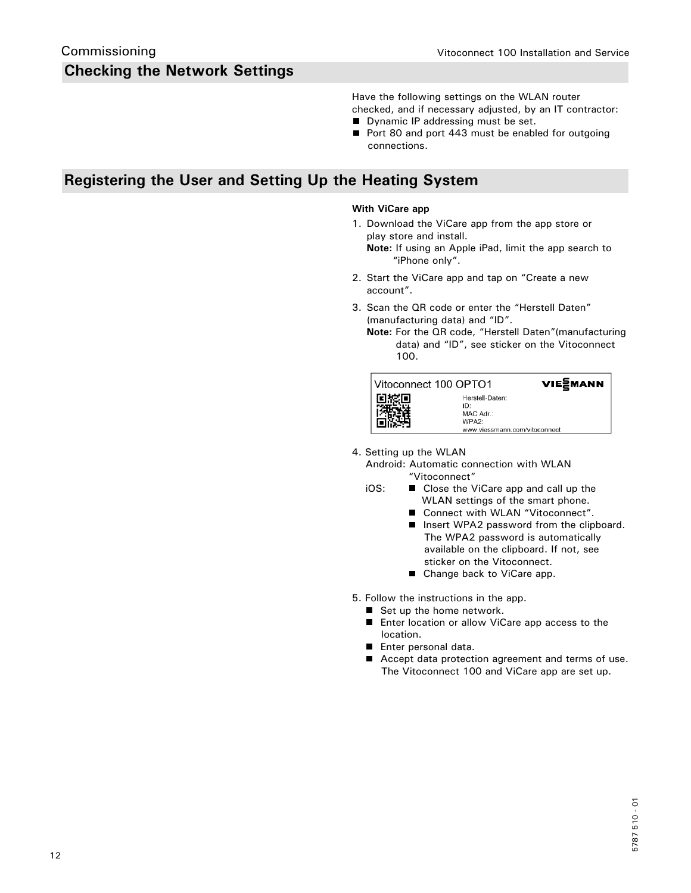## Checking the Network Settings

Have the following settings on the WLAN router checked, and if necessary adjusted, by an IT contractor:

- Dynamic IP addressing must be set.
- Port 80 and port 443 must be enabled for outgoing connections.

## Registering the User and Setting Up the Heating System

**With ViCare app**

1. Download the ViCare app from the app store or play store and install.
   **Note:** If using an Apple iPad, limit the app search to "iPhone only".
2. Start the ViCare app and tap on "Create a new account".
3. Scan the QR code or enter the "Herstell Daten" (manufacturing data) and "ID".
   **Note:** For the QR code, "Herstell Daten"(manufacturing data) and "ID", see sticker on the Vitoconnect 100.

Vitoconnect 100 OPTO1 VIESMANN
Herstell-Daten:
ID:
MAC Adr.:
WPA2:
www.viessmann.com/vitoconnect

4. Setting up the WLAN
   Android: Automatic connection with WLAN "Vitoconnect"
   iOS:
   - Close the ViCare app and call up the WLAN settings of the smart phone.
   - Connect with WLAN "Vitoconnect".
   - Insert WPA2 password from the clipboard. The WPA2 password is automatically available on the clipboard. If not, see sticker on the Vitoconnect.
   - Change back to ViCare app.
5. Follow the instructions in the app.
   - Set up the home network.
   - Enter location or allow ViCare app access to the location.
   - Enter personal data.
   - Accept data protection agreement and terms of use. The Vitoconnect 100 and ViCare app are set up.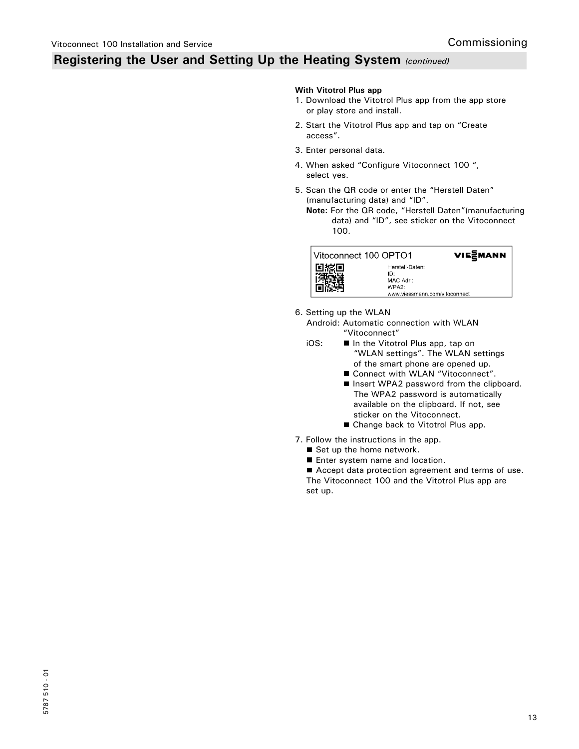## Registering the User and Setting Up the Heating System *(continued)*

**With Vitotrol Plus app**

1. Download the Vitotrol Plus app from the app store or play store and install.
2. Start the Vitotrol Plus app and tap on "Create access".
3. Enter personal data.
4. When asked "Configure Vitoconnect 100 ", select yes.
5. Scan the QR code or enter the "Herstell Daten" (manufacturing data) and "ID".
   **Note:** For the QR code, "Herstell Daten"(manufacturing data) and "ID", see sticker on the Vitoconnect 100.

   Vitoconnect 100 OPTO1 — VIESSMANN
   Herstell-Daten:
   ID:
   MAC Adr.:
   WPA2:
   www.viessmann.com/vitoconnect

6. Setting up the WLAN
   Android: Automatic connection with WLAN "Vitoconnect"
   iOS:
   - In the Vitotrol Plus app, tap on "WLAN settings". The WLAN settings of the smart phone are opened up.
   - Connect with WLAN "Vitoconnect".
   - Insert WPA2 password from the clipboard. The WPA2 password is automatically available on the clipboard. If not, see sticker on the Vitoconnect.
   - Change back to Vitotrol Plus app.
7. Follow the instructions in the app.
   - Set up the home network.
   - Enter system name and location.
   - Accept data protection agreement and terms of use.

   The Vitoconnect 100 and the Vitotrol Plus app are set up.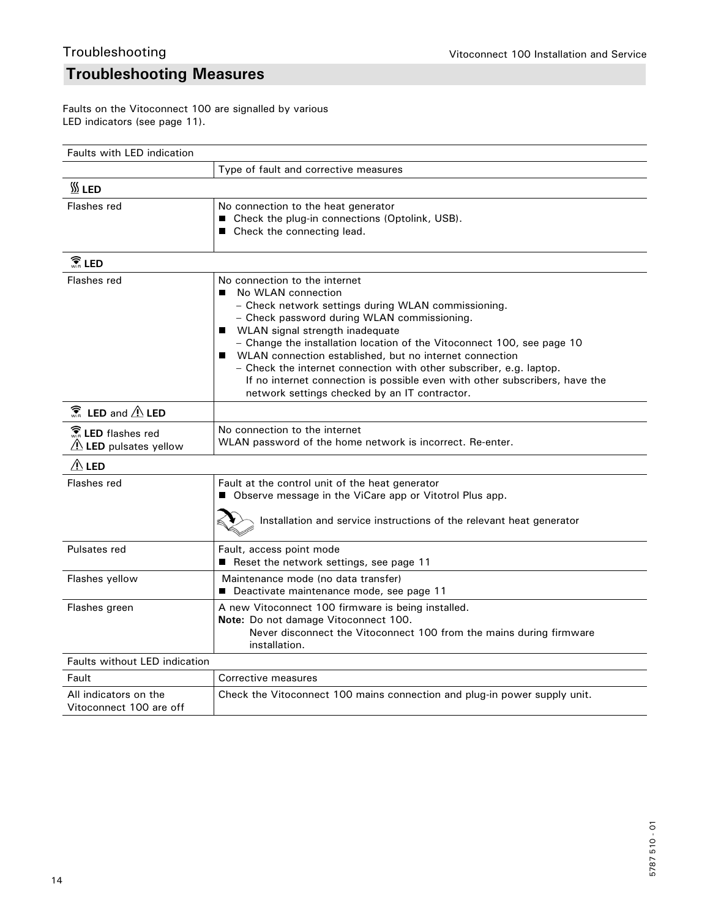## Troubleshooting Measures

Faults on the Vitoconnect 100 are signalled by various LED indicators (see page 11).

| Faults with LED indication | |
|---|---|
| | Type of fault and corrective measures |
| **LED** (heat generator) | |
| Flashes red | No connection to the heat generator<br>■ Check the plug-in connections (Optolink, USB).<br>■ Check the connecting lead. |
| **LED** (WiFi) | |
| Flashes red | No connection to the internet<br>■ No WLAN connection<br>– Check network settings during WLAN commissioning.<br>– Check password during WLAN commissioning.<br>■ WLAN signal strength inadequate<br>– Change the installation location of the Vitoconnect 100, see page 10<br>■ WLAN connection established, but no internet connection<br>– Check the internet connection with other subscriber, e.g. laptop. If no internet connection is possible even with other subscribers, have the network settings checked by an IT contractor. |
| **LED** (WiFi) and ⚠ **LED** | |
| **LED** (WiFi) flashes red<br>⚠ **LED** pulsates yellow | No connection to the internet<br>WLAN password of the home network is incorrect. Re-enter. |
| ⚠ **LED** | |
| Flashes red | Fault at the control unit of the heat generator<br>■ Observe message in the ViCare app or Vitotrol Plus app.<br>Installation and service instructions of the relevant heat generator |
| Pulsates red | Fault, access point mode<br>■ Reset the network settings, see page 11 |
| Flashes yellow | Maintenance mode (no data transfer)<br>■ Deactivate maintenance mode, see page 11 |
| Flashes green | A new Vitoconnect 100 firmware is being installed.<br>**Note:** Do not damage Vitoconnect 100.<br>Never disconnect the Vitoconnect 100 from the mains during firmware installation. |
| Faults without LED indication | |
| Fault | Corrective measures |
| All indicators on the Vitoconnect 100 are off | Check the Vitoconnect 100 mains connection and plug-in power supply unit. |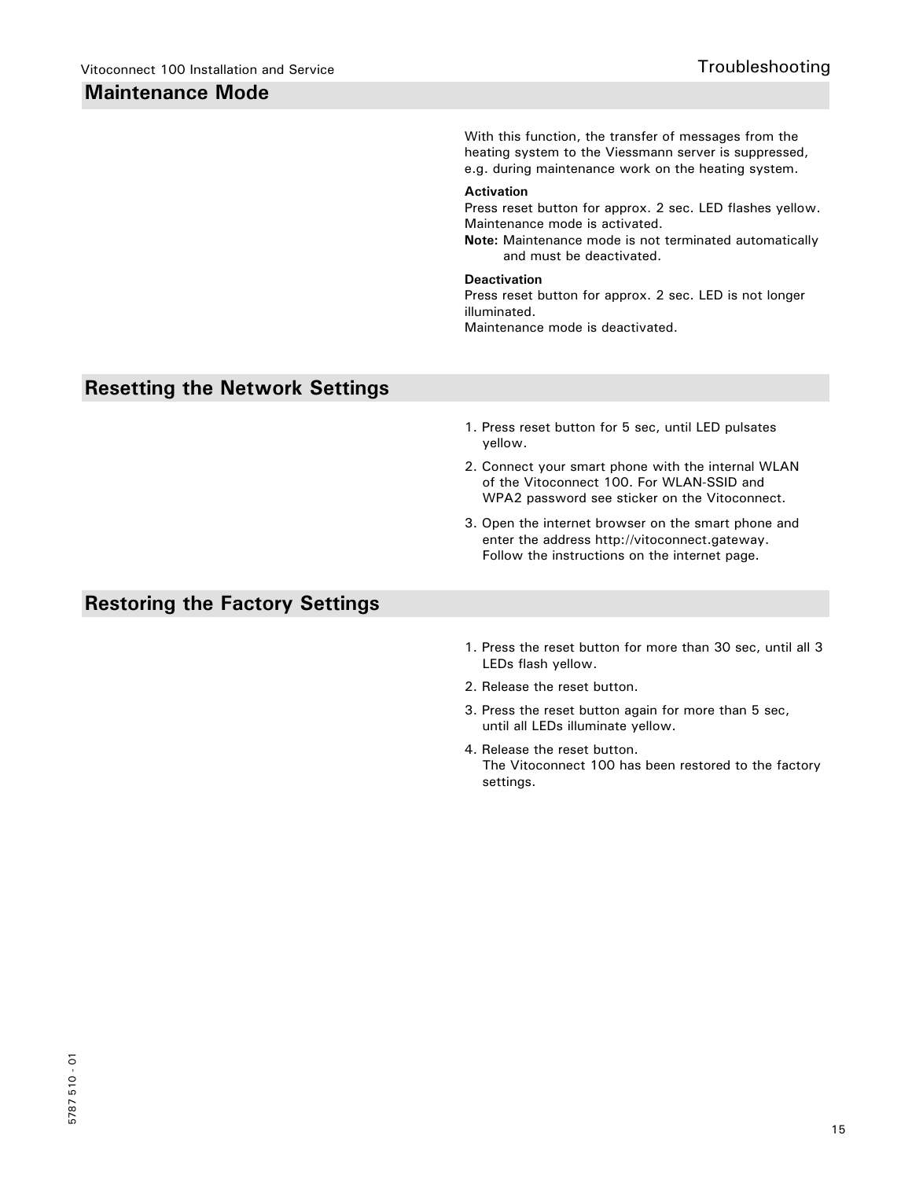## Maintenance Mode

With this function, the transfer of messages from the heating system to the Viessmann server is suppressed, e.g. during maintenance work on the heating system.

**Activation**

Press reset button for approx. 2 sec. LED flashes yellow. Maintenance mode is activated.

**Note:** Maintenance mode is not terminated automatically and must be deactivated.

**Deactivation**

Press reset button for approx. 2 sec. LED is not longer illuminated.
Maintenance mode is deactivated.

## Resetting the Network Settings

1. Press reset button for 5 sec, until LED pulsates yellow.
2. Connect your smart phone with the internal WLAN of the Vitoconnect 100. For WLAN-SSID and WPA2 password see sticker on the Vitoconnect.
3. Open the internet browser on the smart phone and enter the address http://vitoconnect.gateway. Follow the instructions on the internet page.

## Restoring the Factory Settings

1. Press the reset button for more than 30 sec, until all 3 LEDs flash yellow.
2. Release the reset button.
3. Press the reset button again for more than 5 sec, until all LEDs illuminate yellow.
4. Release the reset button.
   The Vitoconnect 100 has been restored to the factory settings.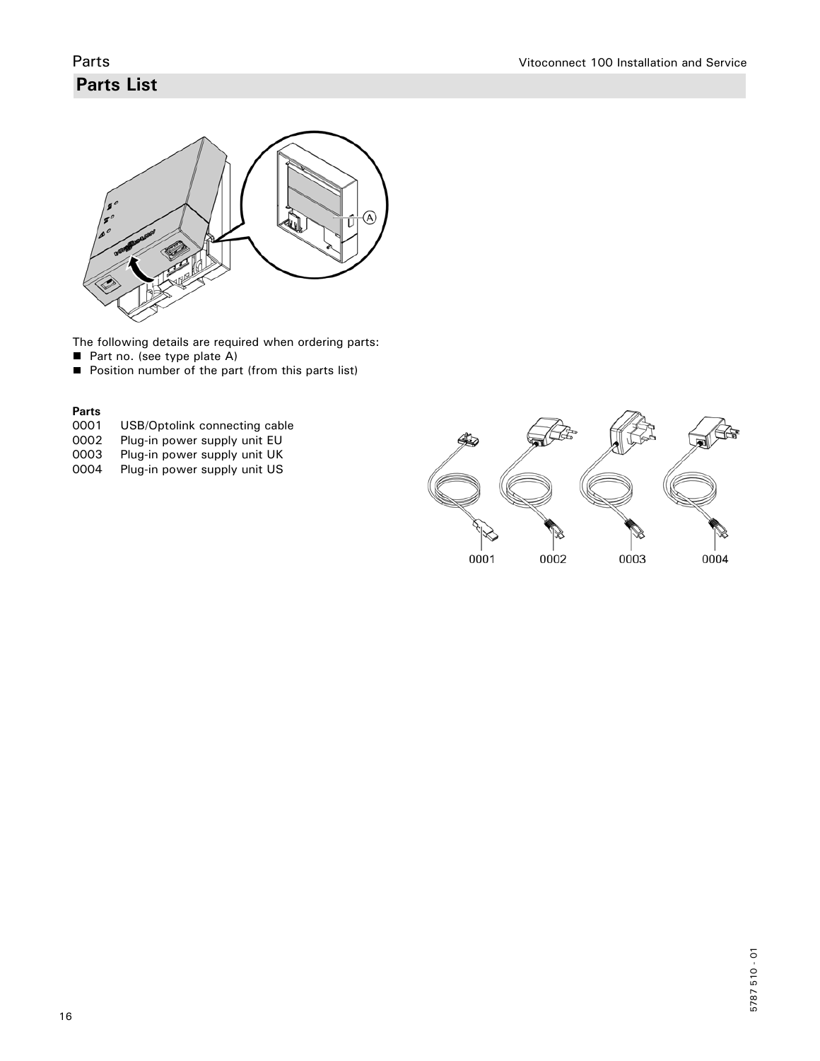## Parts List

The following details are required when ordering parts:

- Part no. (see type plate A)
- Position number of the part (from this parts list)

**Parts**

0001 USB/Optolink connecting cable
0002 Plug-in power supply unit EU
0003 Plug-in power supply unit UK
0004 Plug-in power supply unit US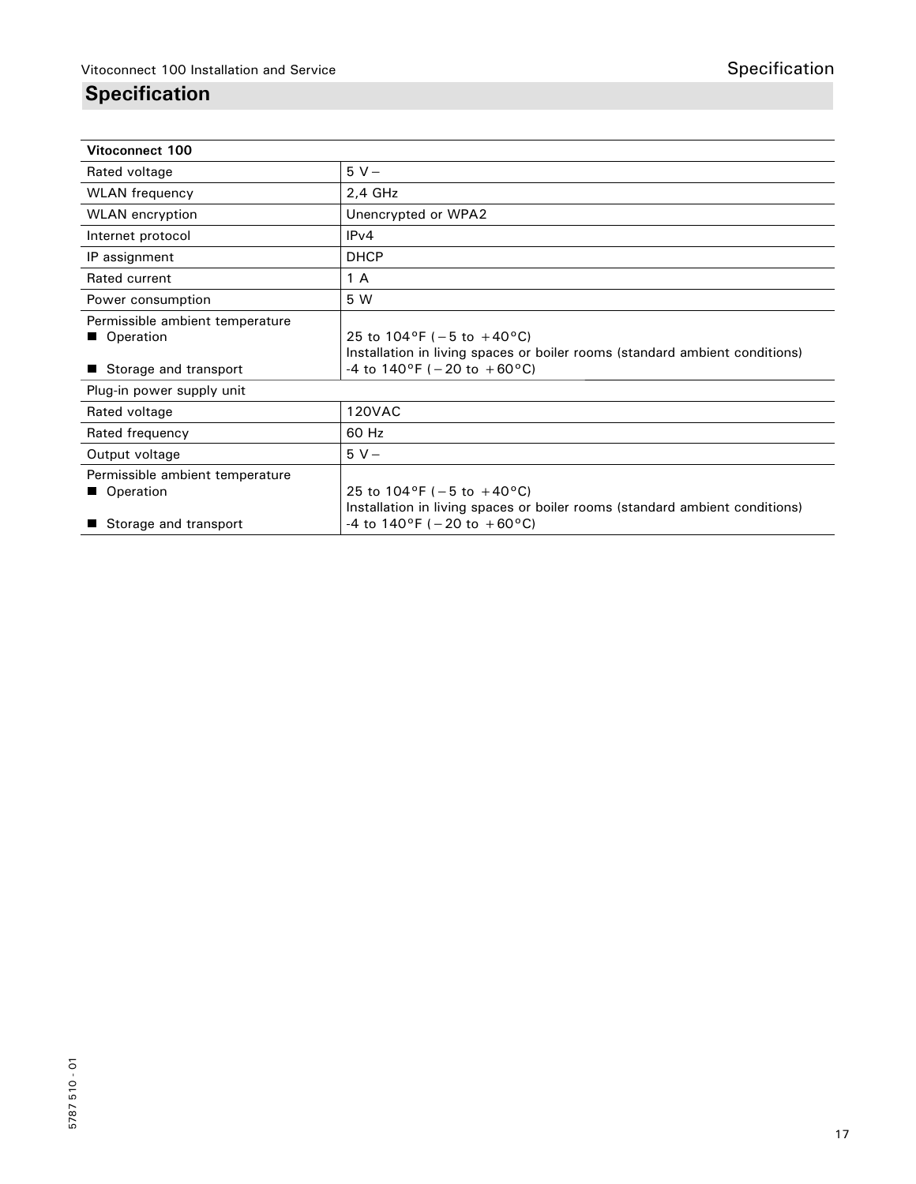# Specification

| Vitoconnect 100 | |
|---|---|
| Rated voltage | 5 V ⎓ |
| WLAN frequency | 2,4 GHz |
| WLAN encryption | Unencrypted or WPA2 |
| Internet protocol | IPv4 |
| IP assignment | DHCP |
| Rated current | 1 A |
| Power consumption | 5 W |
| Permissible ambient temperature<br>■ Operation<br><br>■ Storage and transport | <br>25 to 104°F (−5 to +40°C)<br>Installation in living spaces or boiler rooms (standard ambient conditions)<br>-4 to 140°F (−20 to +60°C) |
| Plug-in power supply unit | |
| Rated voltage | 120VAC |
| Rated frequency | 60 Hz |
| Output voltage | 5 V ⎓ |
| Permissible ambient temperature<br>■ Operation<br><br>■ Storage and transport | <br>25 to 104°F (−5 to +40°C)<br>Installation in living spaces or boiler rooms (standard ambient conditions)<br>-4 to 140°F (−20 to +60°C) |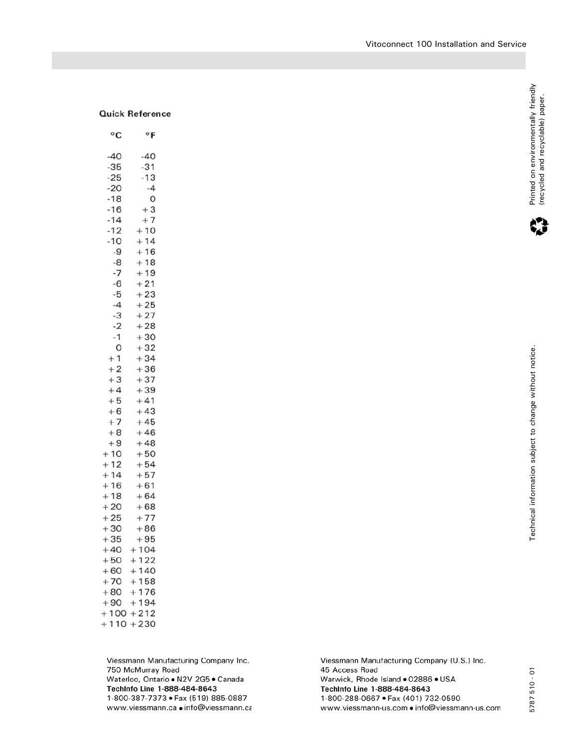## Quick Reference

| °C | °F |
|---|---|
| -40 | -40 |
| -35 | -31 |
| -25 | -13 |
| -20 | -4 |
| -18 | 0 |
| -16 | +3 |
| -14 | +7 |
| -12 | +10 |
| -10 | +14 |
| -9 | +16 |
| -8 | +18 |
| -7 | +19 |
| -6 | +21 |
| -5 | +23 |
| -4 | +25 |
| -3 | +27 |
| -2 | +28 |
| -1 | +30 |
| 0 | +32 |
| +1 | +34 |
| +2 | +36 |
| +3 | +37 |
| +4 | +39 |
| +5 | +41 |
| +6 | +43 |
| +7 | +45 |
| +8 | +46 |
| +9 | +48 |
| +10 | +50 |
| +12 | +54 |
| +14 | +57 |
| +16 | +61 |
| +18 | +64 |
| +20 | +68 |
| +25 | +77 |
| +30 | +86 |
| +35 | +95 |
| +40 | +104 |
| +50 | +122 |
| +60 | +140 |
| +70 | +158 |
| +80 | +176 |
| +90 | +194 |
| +100 | +212 |
| +110 | +230 |

Viessmann Manufacturing Company Inc.
750 McMurray Road
Waterloo, Ontario • N2V 2G5 • Canada
**TechInfo Line 1-888-484-8643**
1-800-387-7373 • Fax (519) 885-0887
www.viessmann.ca • info@viessmann.ca

Viessmann Manufacturing Company (U.S.) Inc.
45 Access Road
Warwick, Rhode Island • 02886 • USA
**TechInfo Line 1-888-484-8643**
1-800-288-0667 • Fax (401) 732-0590
www.viessmann-us.com • info@viessmann-us.com

Technical information subject to change without notice.

Printed on environmentally friendly (recycled and recyclable) paper.

5787 510 - 01